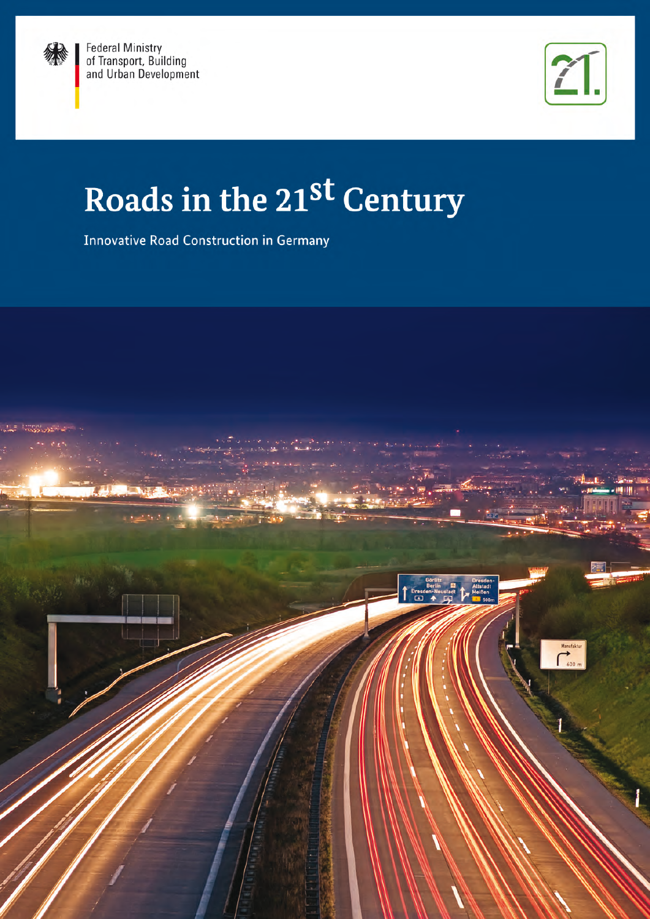Federal Ministry
of Transport, Building
and Urban Development

# Roads in the 21$^{st}$ Century

Innovative Road Construction in Germany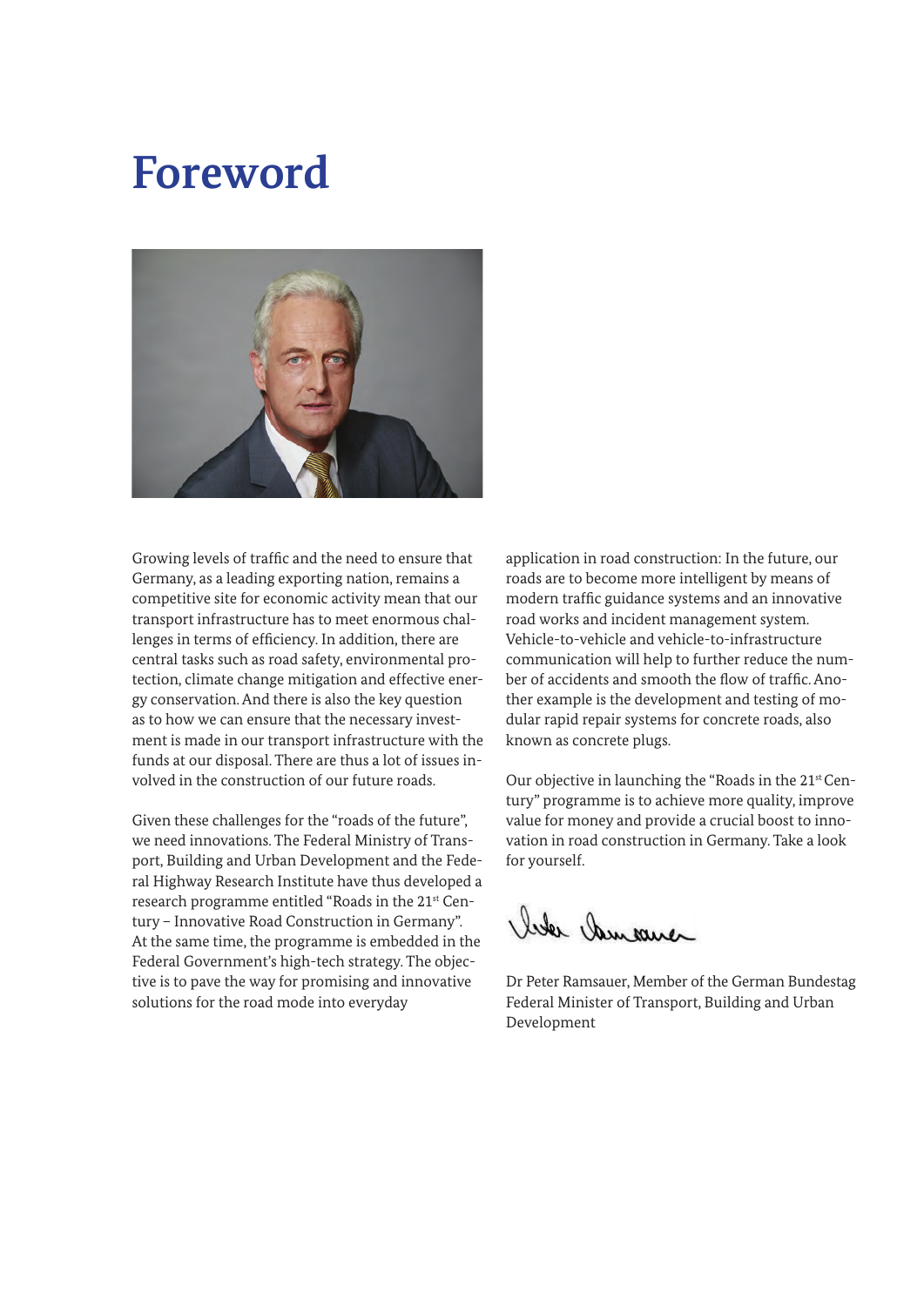# Foreword

Growing levels of traffic and the need to ensure that Germany, as a leading exporting nation, remains a competitive site for economic activity mean that our transport infrastructure has to meet enormous challenges in terms of efficiency. In addition, there are central tasks such as road safety, environmental protection, climate change mitigation and effective energy conservation. And there is also the key question as to how we can ensure that the necessary investment is made in our transport infrastructure with the funds at our disposal. There are thus a lot of issues involved in the construction of our future roads.

Given these challenges for the "roads of the future", we need innovations. The Federal Ministry of Transport, Building and Urban Development and the Federal Highway Research Institute have thus developed a research programme entitled "Roads in the 21st Century – Innovative Road Construction in Germany". At the same time, the programme is embedded in the Federal Government's high-tech strategy. The objective is to pave the way for promising and innovative solutions for the road mode into everyday application in road construction: In the future, our roads are to become more intelligent by means of modern traffic guidance systems and an innovative road works and incident management system. Vehicle-to-vehicle and vehicle-to-infrastructure communication will help to further reduce the number of accidents and smooth the flow of traffic. Another example is the development and testing of modular rapid repair systems for concrete roads, also known as concrete plugs.

Our objective in launching the "Roads in the 21st Century" programme is to achieve more quality, improve value for money and provide a crucial boost to innovation in road construction in Germany. Take a look for yourself.

Dr Peter Ramsauer, Member of the German Bundestag
Federal Minister of Transport, Building and Urban Development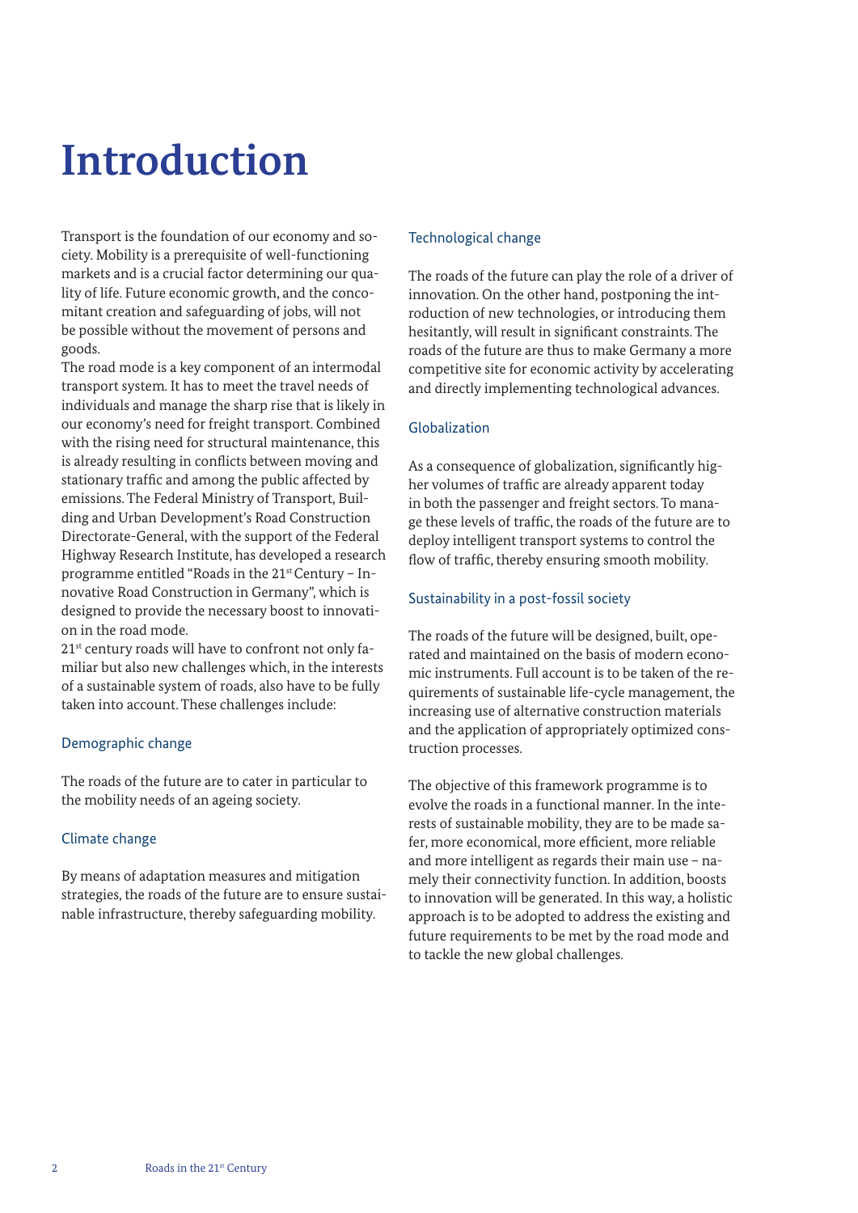# Introduction

Transport is the foundation of our economy and society. Mobility is a prerequisite of well-functioning markets and is a crucial factor determining our quality of life. Future economic growth, and the concomitant creation and safeguarding of jobs, will not be possible without the movement of persons and goods.

The road mode is a key component of an intermodal transport system. It has to meet the travel needs of individuals and manage the sharp rise that is likely in our economy's need for freight transport. Combined with the rising need for structural maintenance, this is already resulting in conflicts between moving and stationary traffic and among the public affected by emissions. The Federal Ministry of Transport, Building and Urban Development's Road Construction Directorate-General, with the support of the Federal Highway Research Institute, has developed a research programme entitled "Roads in the 21st Century – Innovative Road Construction in Germany", which is designed to provide the necessary boost to innovation in the road mode.

21st century roads will have to confront not only familiar but also new challenges which, in the interests of a sustainable system of roads, also have to be fully taken into account. These challenges include:

### Demographic change

The roads of the future are to cater in particular to the mobility needs of an ageing society.

### Climate change

By means of adaptation measures and mitigation strategies, the roads of the future are to ensure sustainable infrastructure, thereby safeguarding mobility.

### Technological change

The roads of the future can play the role of a driver of innovation. On the other hand, postponing the introduction of new technologies, or introducing them hesitantly, will result in significant constraints. The roads of the future are thus to make Germany a more competitive site for economic activity by accelerating and directly implementing technological advances.

### Globalization

As a consequence of globalization, significantly higher volumes of traffic are already apparent today in both the passenger and freight sectors. To manage these levels of traffic, the roads of the future are to deploy intelligent transport systems to control the flow of traffic, thereby ensuring smooth mobility.

### Sustainability in a post-fossil society

The roads of the future will be designed, built, operated and maintained on the basis of modern economic instruments. Full account is to be taken of the requirements of sustainable life-cycle management, the increasing use of alternative construction materials and the application of appropriately optimized construction processes.

The objective of this framework programme is to evolve the roads in a functional manner. In the interests of sustainable mobility, they are to be made safer, more economical, more efficient, more reliable and more intelligent as regards their main use – namely their connectivity function. In addition, boosts to innovation will be generated. In this way, a holistic approach is to be adopted to address the existing and future requirements to be met by the road mode and to tackle the new global challenges.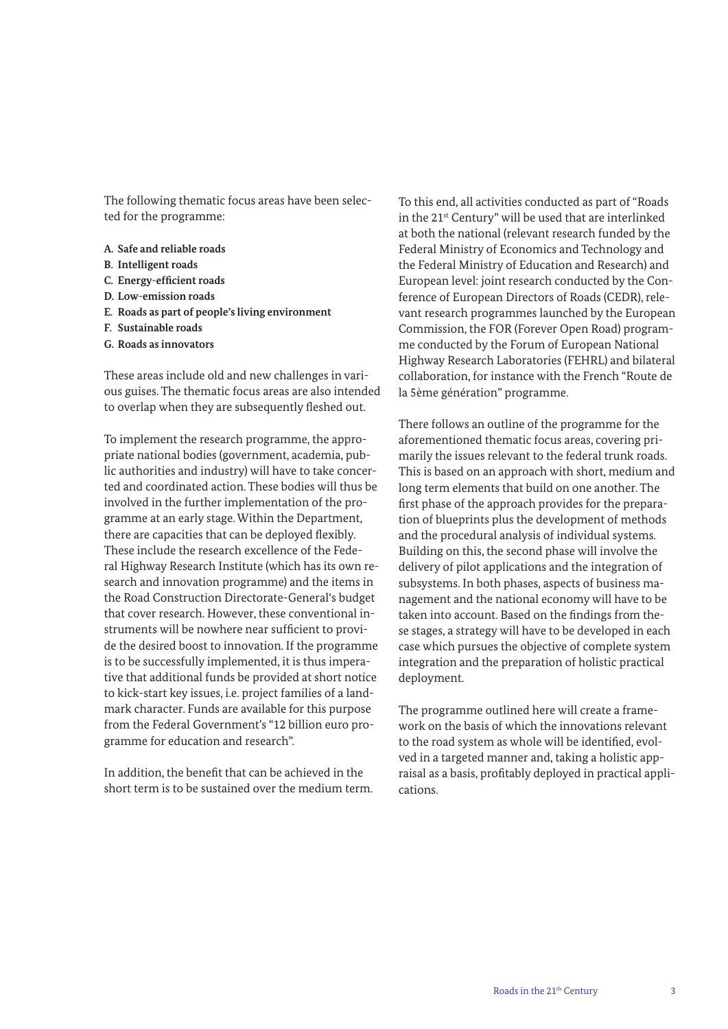The following thematic focus areas have been selected for the programme:

- **A. Safe and reliable roads**
- **B. Intelligent roads**
- **C. Energy-efficient roads**
- **D. Low-emission roads**
- **E. Roads as part of people's living environment**
- **F. Sustainable roads**
- **G. Roads as innovators**

These areas include old and new challenges in various guises. The thematic focus areas are also intended to overlap when they are subsequently fleshed out.

To implement the research programme, the appropriate national bodies (government, academia, public authorities and industry) will have to take concerted and coordinated action. These bodies will thus be involved in the further implementation of the programme at an early stage. Within the Department, there are capacities that can be deployed flexibly. These include the research excellence of the Federal Highway Research Institute (which has its own research and innovation programme) and the items in the Road Construction Directorate-General's budget that cover research. However, these conventional instruments will be nowhere near sufficient to provide the desired boost to innovation. If the programme is to be successfully implemented, it is thus imperative that additional funds be provided at short notice to kick-start key issues, i.e. project families of a landmark character. Funds are available for this purpose from the Federal Government's "12 billion euro programme for education and research".

In addition, the benefit that can be achieved in the short term is to be sustained over the medium term. To this end, all activities conducted as part of "Roads in the 21st Century" will be used that are interlinked at both the national (relevant research funded by the Federal Ministry of Economics and Technology and the Federal Ministry of Education and Research) and European level: joint research conducted by the Conference of European Directors of Roads (CEDR), relevant research programmes launched by the European Commission, the FOR (Forever Open Road) programme conducted by the Forum of European National Highway Research Laboratories (FEHRL) and bilateral collaboration, for instance with the French "Route de la 5ème génération" programme.

There follows an outline of the programme for the aforementioned thematic focus areas, covering primarily the issues relevant to the federal trunk roads. This is based on an approach with short, medium and long term elements that build on one another. The first phase of the approach provides for the preparation of blueprints plus the development of methods and the procedural analysis of individual systems. Building on this, the second phase will involve the delivery of pilot applications and the integration of subsystems. In both phases, aspects of business management and the national economy will have to be taken into account. Based on the findings from these stages, a strategy will have to be developed in each case which pursues the objective of complete system integration and the preparation of holistic practical deployment.

The programme outlined here will create a framework on the basis of which the innovations relevant to the road system as whole will be identified, evolved in a targeted manner and, taking a holistic appraisal as a basis, profitably deployed in practical applications.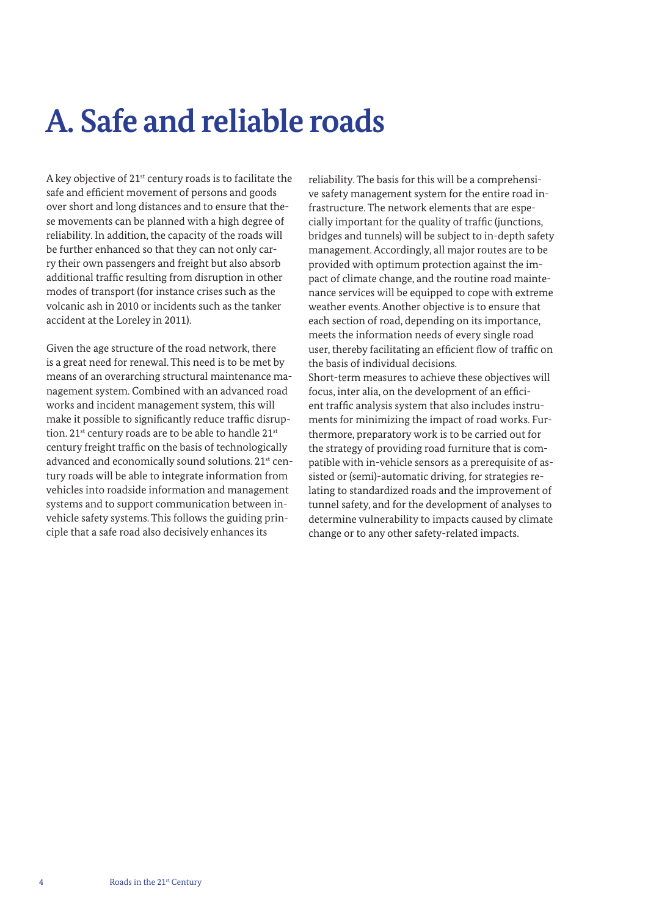# A. Safe and reliable roads

A key objective of 21st century roads is to facilitate the safe and efficient movement of persons and goods over short and long distances and to ensure that these movements can be planned with a high degree of reliability. In addition, the capacity of the roads will be further enhanced so that they can not only carry their own passengers and freight but also absorb additional traffic resulting from disruption in other modes of transport (for instance crises such as the volcanic ash in 2010 or incidents such as the tanker accident at the Loreley in 2011).

Given the age structure of the road network, there is a great need for renewal. This need is to be met by means of an overarching structural maintenance management system. Combined with an advanced road works and incident management system, this will make it possible to significantly reduce traffic disruption. 21st century roads are to be able to handle 21st century freight traffic on the basis of technologically advanced and economically sound solutions. 21st century roads will be able to integrate information from vehicles into roadside information and management systems and to support communication between in-vehicle safety systems. This follows the guiding principle that a safe road also decisively enhances its reliability. The basis for this will be a comprehensive safety management system for the entire road infrastructure. The network elements that are especially important for the quality of traffic (junctions, bridges and tunnels) will be subject to in-depth safety management. Accordingly, all major routes are to be provided with optimum protection against the impact of climate change, and the routine road maintenance services will be equipped to cope with extreme weather events. Another objective is to ensure that each section of road, depending on its importance, meets the information needs of every single road user, thereby facilitating an efficient flow of traffic on the basis of individual decisions.

Short-term measures to achieve these objectives will focus, inter alia, on the development of an efficient traffic analysis system that also includes instruments for minimizing the impact of road works. Furthermore, preparatory work is to be carried out for the strategy of providing road furniture that is compatible with in-vehicle sensors as a prerequisite of assisted or (semi)-automatic driving, for strategies relating to standardized roads and the improvement of tunnel safety, and for the development of analyses to determine vulnerability to impacts caused by climate change or to any other safety-related impacts.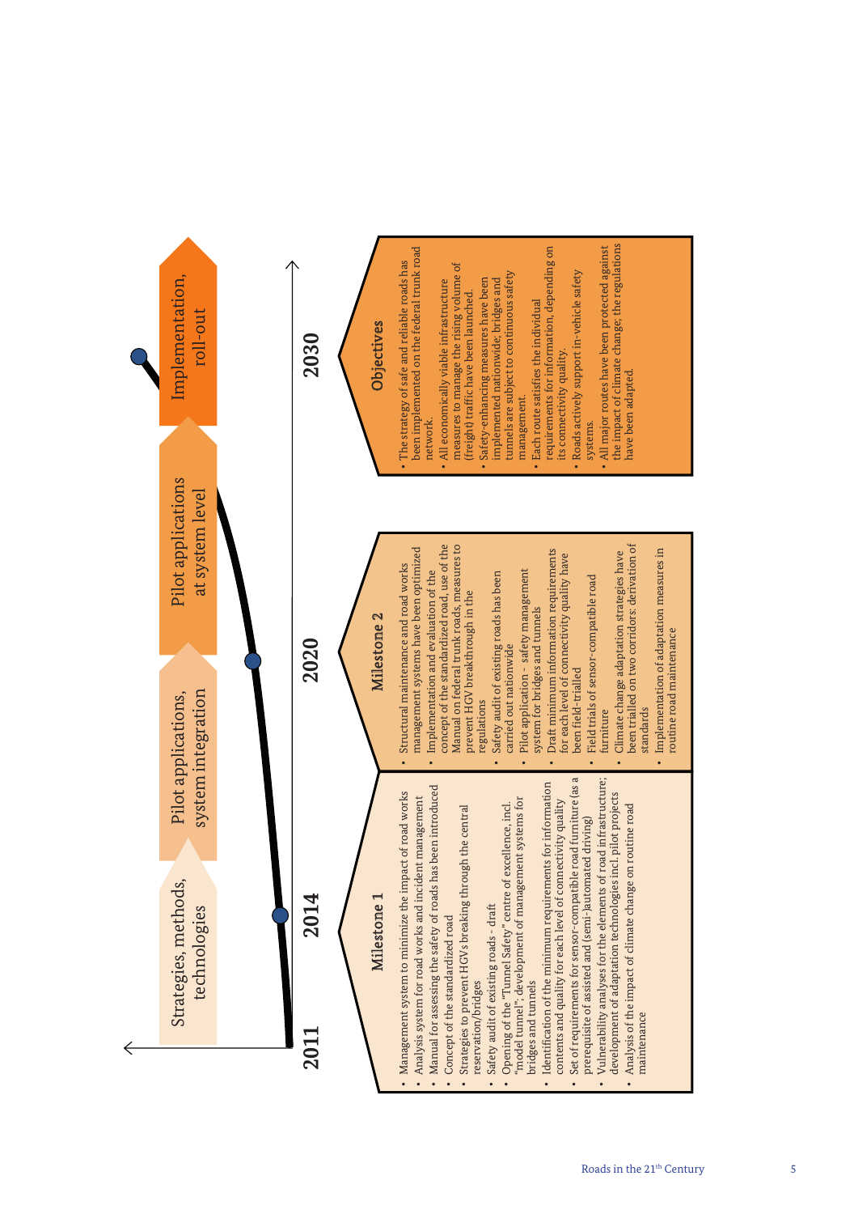**2011** — **2014** — **2020** — **2030**

Strategies, methods, technologies → Pilot applications, system integration → Pilot applications at system level → Implementation, roll-out

## Milestone 1

- Management system to minimize the impact of road works
- Analysis system for road works and incident management
- Manual for assessing the safety of roads has been introduced
- Concept of the standardized road
- Strategies to prevent HGVs breaking through the central reservation/bridges
- Safety audit of existing roads - draft
- Opening of the "Tunnel Safety" centre of excellence, incl. "model tunnel"; development of management systems for bridges and tunnels
- Identification of the minimum requirements for information contents and quality for each level of connectivity quality
- Set of requirements for sensor-compatible road furniture (as a prerequisite of assisted and (semi-)automated driving)
- Vulnerability analyses for the elements of road infrastructure; development of adaptation technologies incl. pilot projects
- Analysis of the impact of climate change on routine road maintenance

## Milestone 2

- Structural maintenance and road works management systems have been optimized
- Implementation and evaluation of the concept of the standardized road, use of the Manual on federal trunk roads, measures to prevent HGV breakthrough in the regulations
- Safety audit of existing roads has been carried out nationwide
- Pilot application - safety management system for bridges and tunnels
- Draft minimum information requirements for each level of connectivity quality have been field-trialled
- Field trials of sensor-compatible road furniture
- Climate change adaptation strategies have been trialled on two corridors; derivation of standards
- Implementation of adaptation measures in routine road maintenance

## Objectives

- The strategy of safe and reliable roads has been implemented on the federal trunk road network.
- All economically viable infrastructure measures to manage the rising volume of (freight) traffic have been launched.
- Safety-enhancing measures have been implemented nationwide; bridges and tunnels are subject to continuous safety management.
- Each route satisfies the individual requirements for information, depending on its connectivity quality.
- Roads actively support in-vehicle safety systems.
- All major routes have been protected against the impact of climate change; the regulations have been adapted.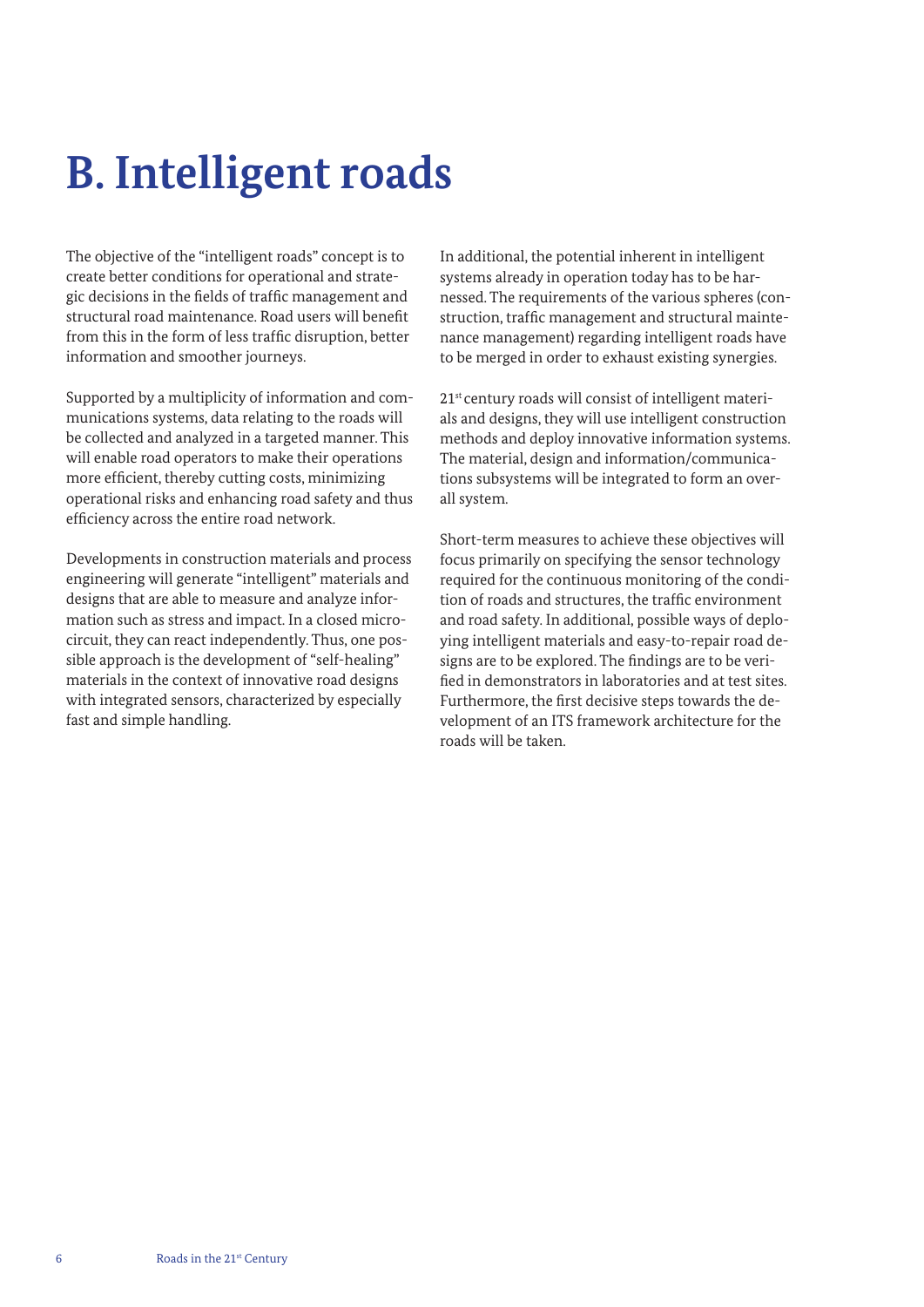# B. Intelligent roads

The objective of the "intelligent roads" concept is to create better conditions for operational and strategic decisions in the fields of traffic management and structural road maintenance. Road users will benefit from this in the form of less traffic disruption, better information and smoother journeys.

Supported by a multiplicity of information and communications systems, data relating to the roads will be collected and analyzed in a targeted manner. This will enable road operators to make their operations more efficient, thereby cutting costs, minimizing operational risks and enhancing road safety and thus efficiency across the entire road network.

Developments in construction materials and process engineering will generate "intelligent" materials and designs that are able to measure and analyze information such as stress and impact. In a closed microcircuit, they can react independently. Thus, one possible approach is the development of "self-healing" materials in the context of innovative road designs with integrated sensors, characterized by especially fast and simple handling.

In additional, the potential inherent in intelligent systems already in operation today has to be harnessed. The requirements of the various spheres (construction, traffic management and structural maintenance management) regarding intelligent roads have to be merged in order to exhaust existing synergies.

21st century roads will consist of intelligent materials and designs, they will use intelligent construction methods and deploy innovative information systems. The material, design and information/communications subsystems will be integrated to form an overall system.

Short-term measures to achieve these objectives will focus primarily on specifying the sensor technology required for the continuous monitoring of the condition of roads and structures, the traffic environment and road safety. In additional, possible ways of deploying intelligent materials and easy-to-repair road designs are to be explored. The findings are to be verified in demonstrators in laboratories and at test sites. Furthermore, the first decisive steps towards the development of an ITS framework architecture for the roads will be taken.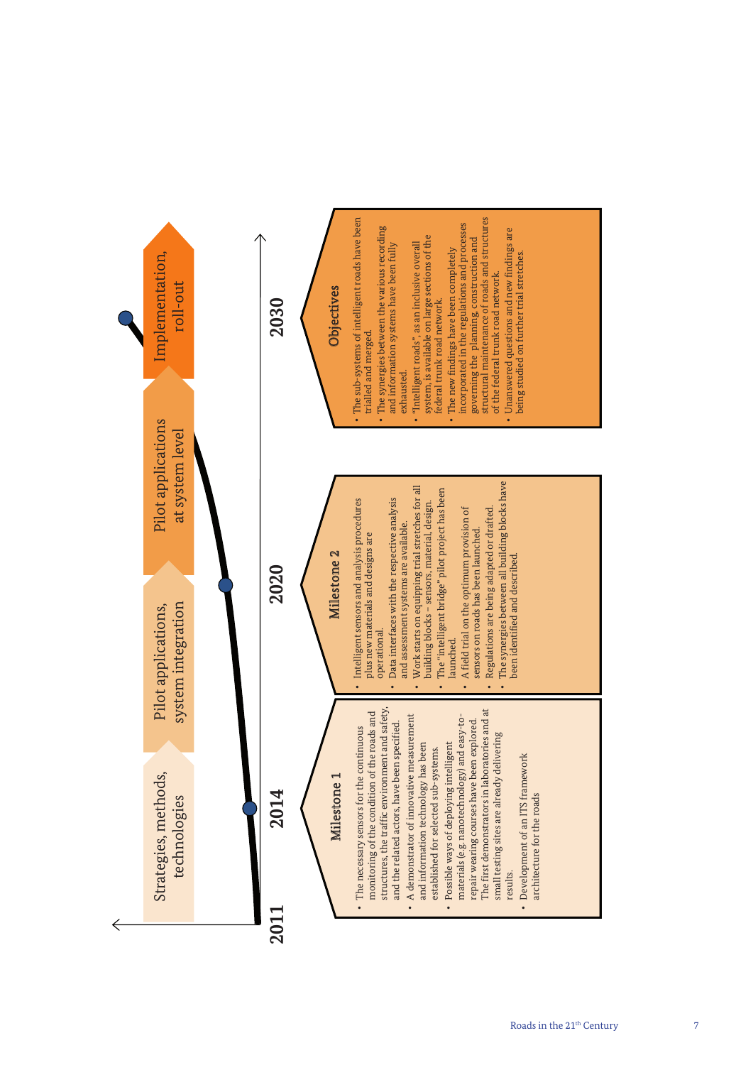**Timeline: 2011 – 2014 – 2020 – 2030**

- Strategies, methods, technologies
- Pilot applications, system integration
- Pilot applications at system level
- Implementation, roll-out

## Milestone 1

- The necessary sensors for the continuous monitoring of the condition of the roads and structures, the traffic environment and safety, and the related actors, have been specified.
- A demonstrator of innovative measurement and information technology has been established for selected sub-systems.
- Possible ways of deploying intelligent materials (e.g. nanotechnology) and easy-to-repair wearing courses have been explored. The first demonstrators in laboratories and at small testing sites are already delivering results.
- Development of an ITS framework architecture for the roads

## Milestone 2

- Intelligent sensors and analysis procedures plus new materials and designs are operational.
- Data interfaces with the respective analysis and assessment systems are available.
- Work starts on equipping trial stretches for all building blocks – sensors, material, design.
- The "intelligent bridge" pilot project has been launched.
- A field trial on the optimum provision of sensors on roads has been launched.
- Regulations are being adapted or drafted.
- The synergies between all building blocks have been identified and described.

## Objectives

- The sub-systems of intelligent roads have been trialled and merged.
- The synergies between the various recording and information systems have been fully exhausted.
- "Intelligent roads" as an inclusive overall system, is available on large sections of the federal trunk road network.
- The new findings have been completely incorporated in the regulations and processes governing the planning, construction and structural maintenance of roads and structures of the federal trunk road network.
- Unanswered questions and new findings are being studied on further trial stretches.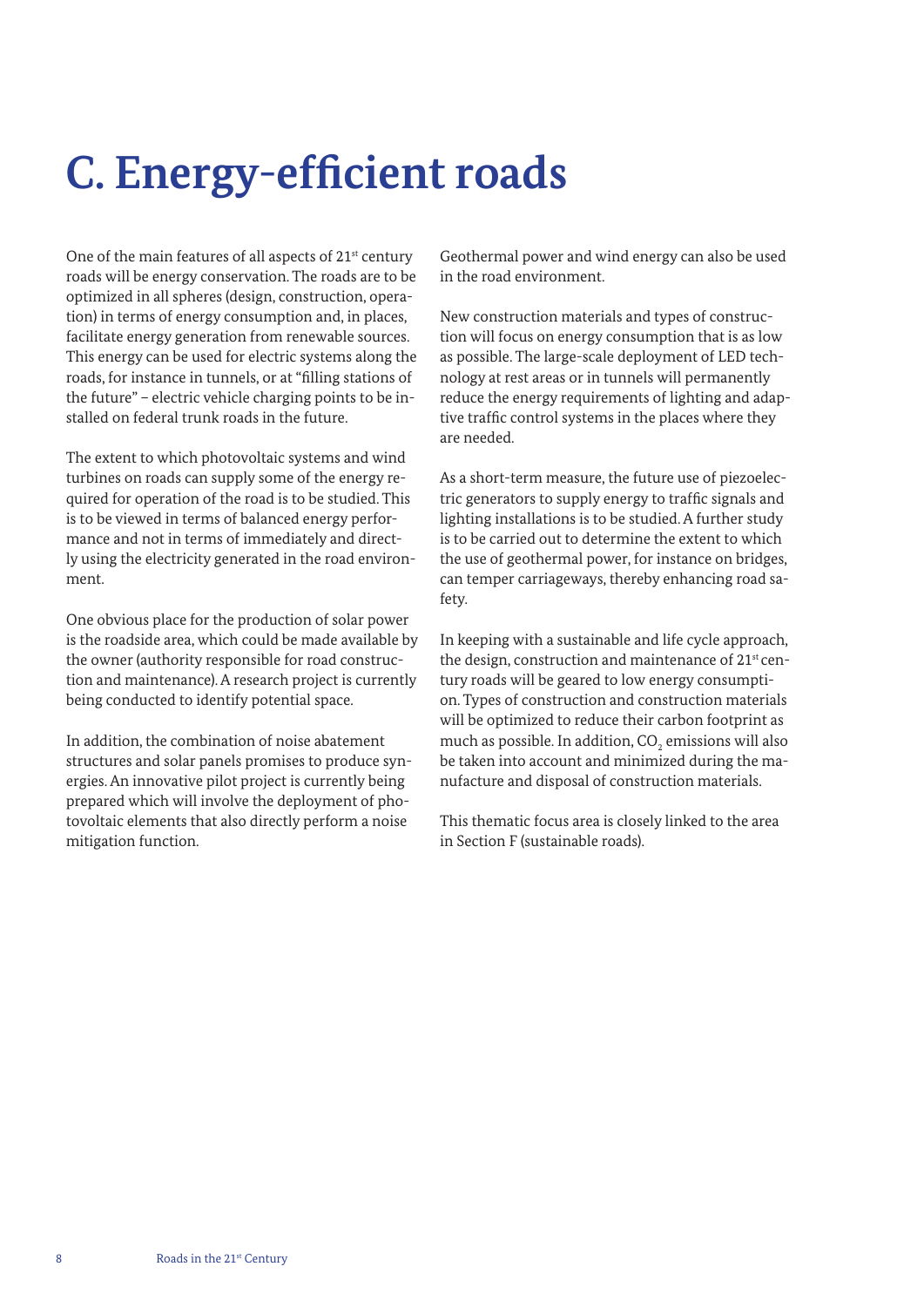# C. Energy-efficient roads

One of the main features of all aspects of 21st century roads will be energy conservation. The roads are to be optimized in all spheres (design, construction, operation) in terms of energy consumption and, in places, facilitate energy generation from renewable sources. This energy can be used for electric systems along the roads, for instance in tunnels, or at "filling stations of the future" – electric vehicle charging points to be installed on federal trunk roads in the future.

The extent to which photovoltaic systems and wind turbines on roads can supply some of the energy required for operation of the road is to be studied. This is to be viewed in terms of balanced energy performance and not in terms of immediately and directly using the electricity generated in the road environment.

One obvious place for the production of solar power is the roadside area, which could be made available by the owner (authority responsible for road construction and maintenance). A research project is currently being conducted to identify potential space.

In addition, the combination of noise abatement structures and solar panels promises to produce synergies. An innovative pilot project is currently being prepared which will involve the deployment of photovoltaic elements that also directly perform a noise mitigation function.

Geothermal power and wind energy can also be used in the road environment.

New construction materials and types of construction will focus on energy consumption that is as low as possible. The large-scale deployment of LED technology at rest areas or in tunnels will permanently reduce the energy requirements of lighting and adaptive traffic control systems in the places where they are needed.

As a short-term measure, the future use of piezoelectric generators to supply energy to traffic signals and lighting installations is to be studied. A further study is to be carried out to determine the extent to which the use of geothermal power, for instance on bridges, can temper carriageways, thereby enhancing road safety.

In keeping with a sustainable and life cycle approach, the design, construction and maintenance of 21st century roads will be geared to low energy consumption. Types of construction and construction materials will be optimized to reduce their carbon footprint as much as possible. In addition, $CO_2$ emissions will also be taken into account and minimized during the manufacture and disposal of construction materials.

This thematic focus area is closely linked to the area in Section F (sustainable roads).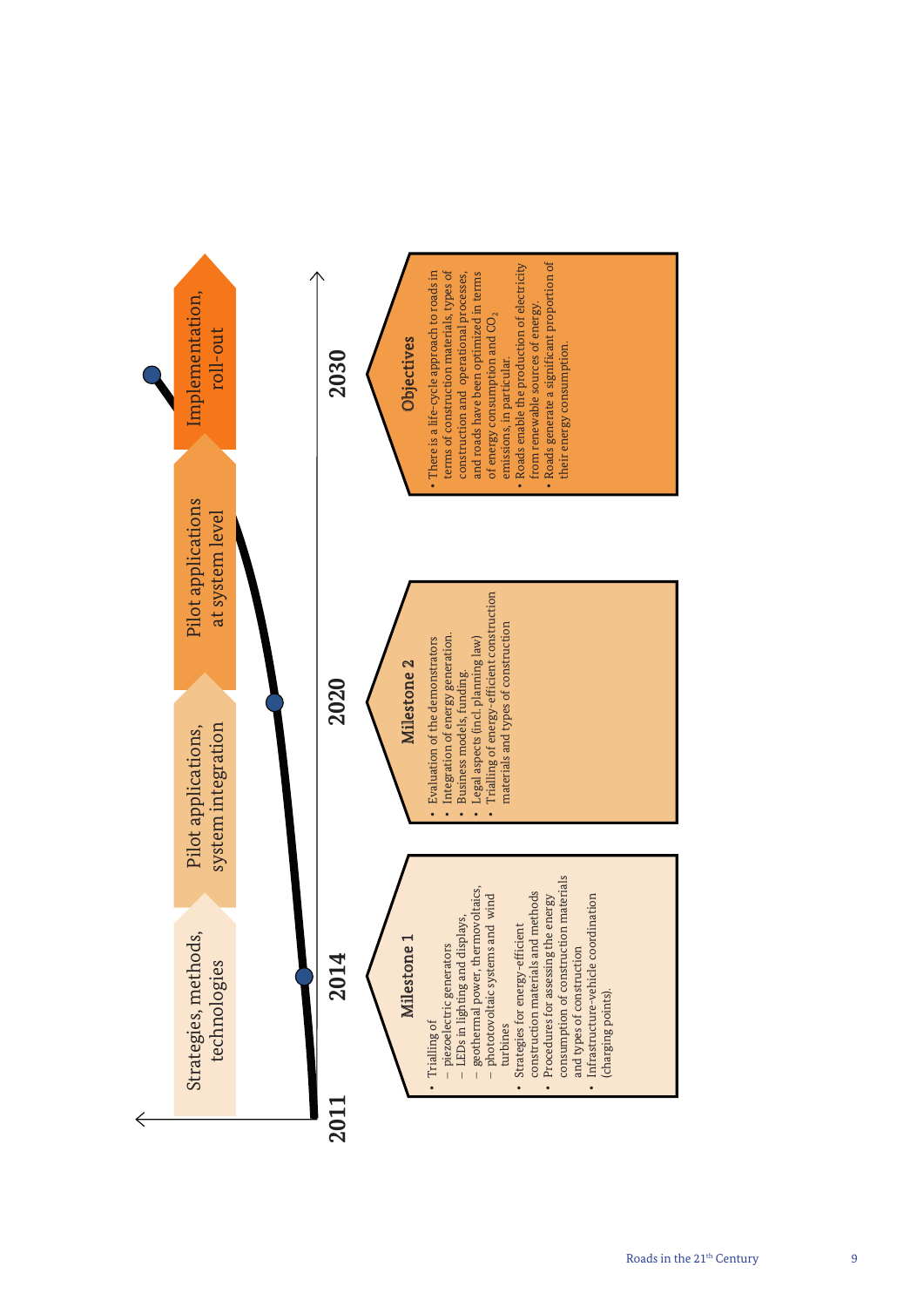**Strategies, methods, technologies** → **Pilot applications, system integration** → **Pilot applications at system level** → **Implementation, roll-out**

2011 — 2014 — 2020 — 2030

### Milestone 1

- Trialling of
  - piezoelectric generators
  - LEDs in lighting and displays,
  - geothermal power, thermovoltaics,
  - photovoltaic systems and wind turbines
- Strategies for energy-efficient construction materials and methods
- Procedures for assessing the energy consumption of construction materials and types of construction
- Infrastructure-vehicle coordination (charging points).

### Milestone 2

- Evaluation of the demonstrators
- Integration of energy generation.
- Business models, funding.
- Legal aspects (incl. planning law)
- Trialling of energy-efficient construction materials and types of construction

### Objectives

- There is a life-cycle approach to roads in terms of construction materials, types of construction and operational processes, and roads have been optimized in terms of energy consumption and $CO_2$ emissions, in particular.
- Roads enable the production of electricity from renewable sources of energy.
- Roads generate a significant proportion of their energy consumption.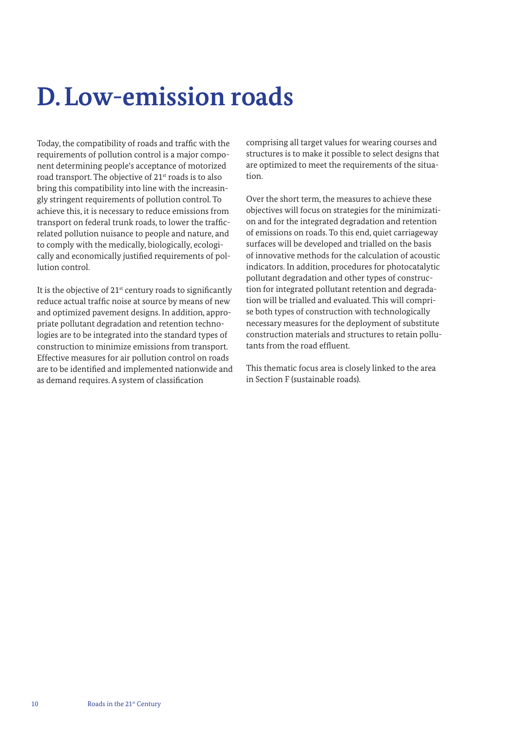# D. Low-emission roads

Today, the compatibility of roads and traffic with the requirements of pollution control is a major component determining people's acceptance of motorized road transport. The objective of 21st roads is to also bring this compatibility into line with the increasingly stringent requirements of pollution control. To achieve this, it is necessary to reduce emissions from transport on federal trunk roads, to lower the traffic-related pollution nuisance to people and nature, and to comply with the medically, biologically, ecologically and economically justified requirements of pollution control.

It is the objective of 21st century roads to significantly reduce actual traffic noise at source by means of new and optimized pavement designs. In addition, appropriate pollutant degradation and retention technologies are to be integrated into the standard types of construction to minimize emissions from transport. Effective measures for air pollution control on roads are to be identified and implemented nationwide and as demand requires. A system of classification comprising all target values for wearing courses and structures is to make it possible to select designs that are optimized to meet the requirements of the situation.

Over the short term, the measures to achieve these objectives will focus on strategies for the minimization and for the integrated degradation and retention of emissions on roads. To this end, quiet carriageway surfaces will be developed and trialled on the basis of innovative methods for the calculation of acoustic indicators. In addition, procedures for photocatalytic pollutant degradation and other types of construction for integrated pollutant retention and degradation will be trialled and evaluated. This will comprise both types of construction with technologically necessary measures for the deployment of substitute construction materials and structures to retain pollutants from the road effluent.

This thematic focus area is closely linked to the area in Section F (sustainable roads).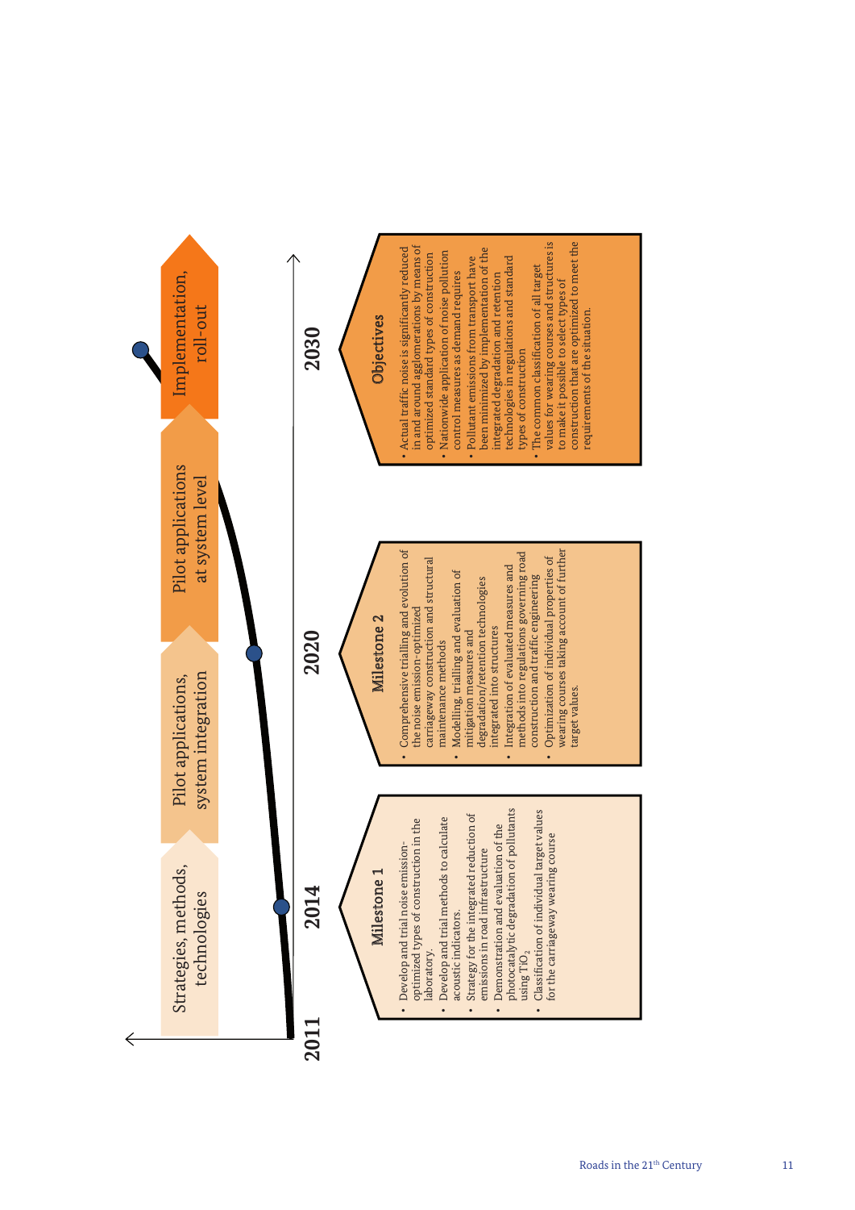Strategies, methods, technologies

Pilot applications, system integration

Pilot applications at system level

Implementation, roll-out

2011

2014

2020

2030

### Milestone 1

- Develop and trial noise emission-optimized types of construction in the laboratory.
- Develop and trial methods to calculate acoustic indicators.
- Strategy for the integrated reduction of emissions in road infrastructure
- Demonstration and evaluation of the photocatalytic degradation of pollutants using $TiO_2$
- Classification of individual target values for the carriageway wearing course

### Milestone 2

- Comprehensive trialling and evolution of the noise emission-optimized carriageway construction and structural maintenance methods
- Modelling, trialling and evaluation of mitigation measures and degradation/retention technologies integrated into structures
- Integration of evaluated measures and methods into regulations governing road construction and traffic engineering
- Optimization of individual properties of wearing courses taking account of further target values.

### Objectives

- Actual traffic noise is significantly reduced in and around agglomerations by means of optimized standard types of construction
- Nationwide application of noise pollution control measures as demand requires
- Pollutant emissions from transport have been minimized by implementation of the integrated degradation and retention technologies in regulations and standard types of construction
- The common classification of all target values for wearing courses and structures is to make it possible to select types of construction that are optimized to meet the requirements of the situation.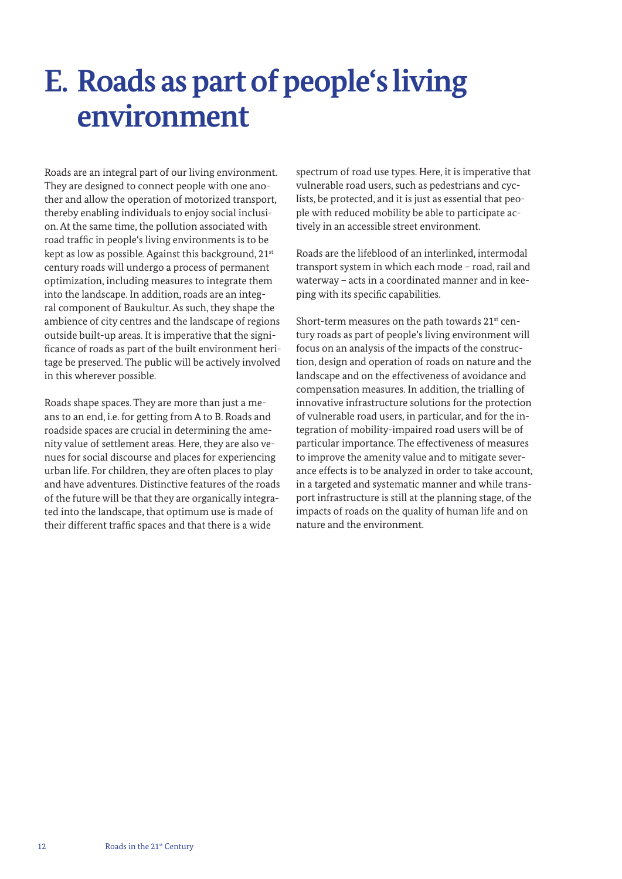# E. Roads as part of people's living environment

Roads are an integral part of our living environment. They are designed to connect people with one another and allow the operation of motorized transport, thereby enabling individuals to enjoy social inclusion. At the same time, the pollution associated with road traffic in people's living environments is to be kept as low as possible. Against this background, 21st century roads will undergo a process of permanent optimization, including measures to integrate them into the landscape. In addition, roads are an integral component of Baukultur. As such, they shape the ambience of city centres and the landscape of regions outside built-up areas. It is imperative that the significance of roads as part of the built environment heritage be preserved. The public will be actively involved in this wherever possible.

Roads shape spaces. They are more than just a means to an end, i.e. for getting from A to B. Roads and roadside spaces are crucial in determining the amenity value of settlement areas. Here, they are also venues for social discourse and places for experiencing urban life. For children, they are often places to play and have adventures. Distinctive features of the roads of the future will be that they are organically integrated into the landscape, that optimum use is made of their different traffic spaces and that there is a wide spectrum of road use types. Here, it is imperative that vulnerable road users, such as pedestrians and cyclists, be protected, and it is just as essential that people with reduced mobility be able to participate actively in an accessible street environment.

Roads are the lifeblood of an interlinked, intermodal transport system in which each mode – road, rail and waterway – acts in a coordinated manner and in keeping with its specific capabilities.

Short-term measures on the path towards 21st century roads as part of people's living environment will focus on an analysis of the impacts of the construction, design and operation of roads on nature and the landscape and on the effectiveness of avoidance and compensation measures. In addition, the trialling of innovative infrastructure solutions for the protection of vulnerable road users, in particular, and for the integration of mobility-impaired road users will be of particular importance. The effectiveness of measures to improve the amenity value and to mitigate severance effects is to be analyzed in order to take account, in a targeted and systematic manner and while transport infrastructure is still at the planning stage, of the impacts of roads on the quality of human life and on nature and the environment.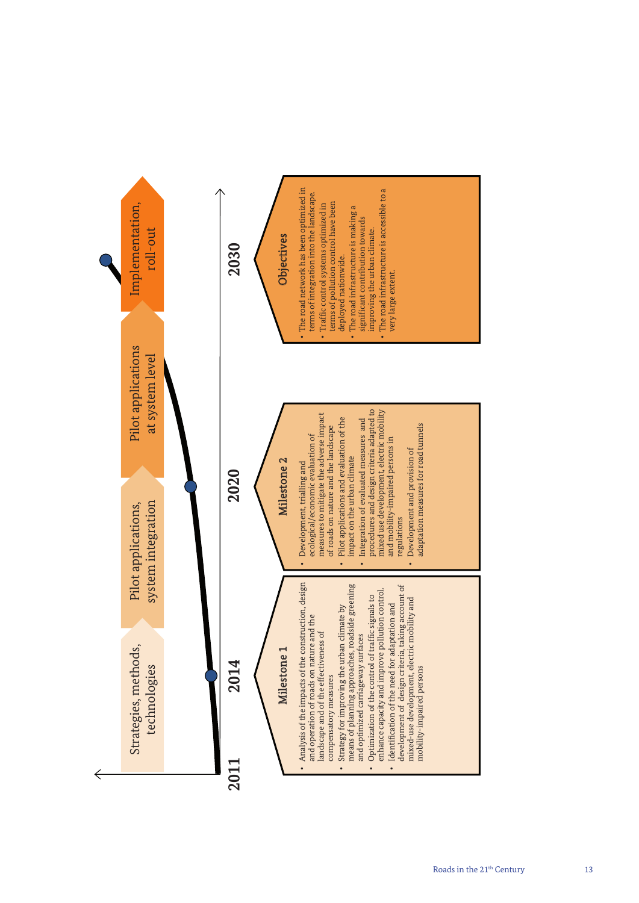Strategies, methods, technologies

Pilot applications, system integration

Pilot applications at system level

Implementation, roll-out

2011 — 2014 — 2020 — 2030

## Milestone 1

- Analysis of the impacts of the construction, design and operation of roads on nature and the landscape and of the effectiveness of compensatory measures
- Strategy for improving the urban climate by means of planning approaches, roadside greening and optimized carriageway surfaces
- Optimization of the control of traffic signals to enhance capacity and improve pollution control.
- Identification of the need for adaptation and development of design criteria, taking account of mixed-use development, electric mobility and mobility-impaired persons

## Milestone 2

- Development, trialling and ecological/economic evaluation of measures to mitigate the adverse impact of roads on nature and the landscape
- Pilot applications and evaluation of the impact on the urban climate
- Integration of evaluated measures and procedures and design criteria adapted to mixed use development, electric mobility and mobility-impaired persons in regulations
- Development and provision of adaptation measures for road tunnels

## Objectives

- The road network has been optimized in terms of integration into the landscape.
- Traffic control systems optimized in terms of pollution control have been deployed nationwide.
- The road infrastructure is making a significant contribution towards improving the urban climate.
- The road infrastructure is accessible to a very large extent.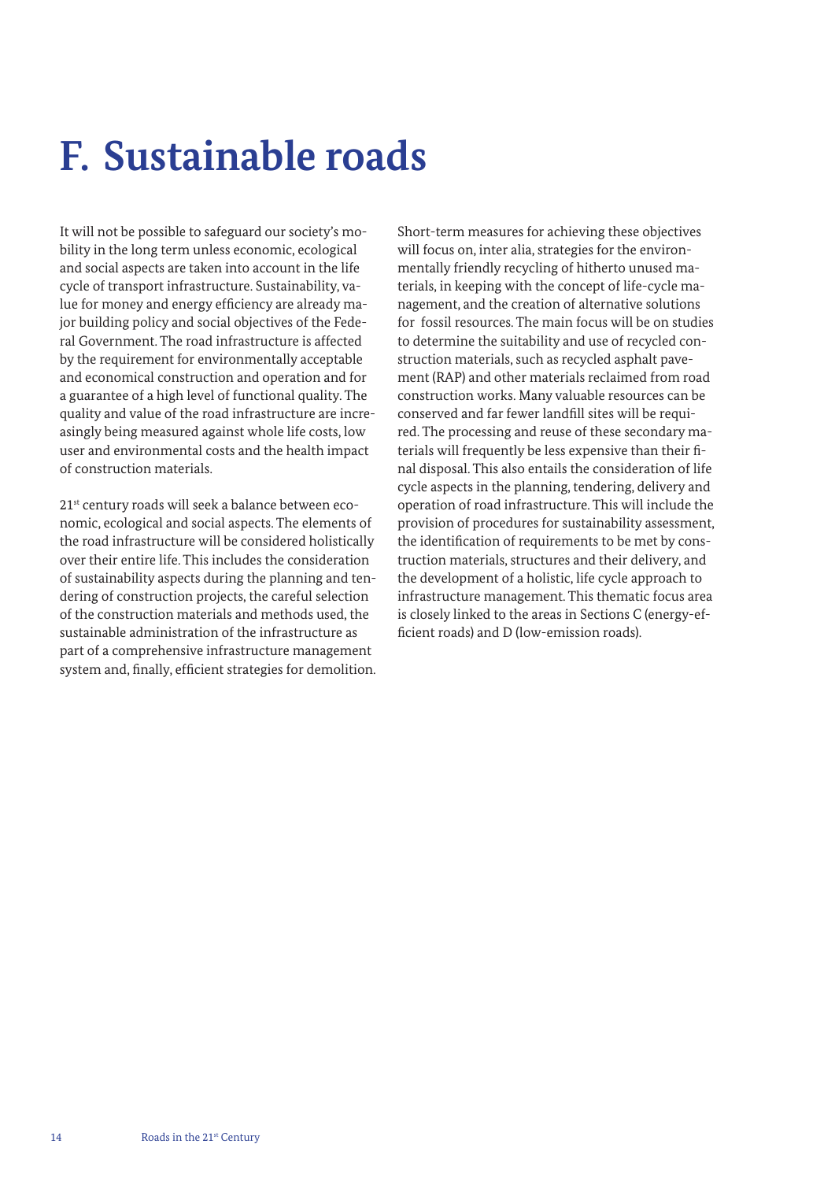# F. Sustainable roads

It will not be possible to safeguard our society's mobility in the long term unless economic, ecological and social aspects are taken into account in the life cycle of transport infrastructure. Sustainability, value for money and energy efficiency are already major building policy and social objectives of the Federal Government. The road infrastructure is affected by the requirement for environmentally acceptable and economical construction and operation and for a guarantee of a high level of functional quality. The quality and value of the road infrastructure are increasingly being measured against whole life costs, low user and environmental costs and the health impact of construction materials.

21st century roads will seek a balance between economic, ecological and social aspects. The elements of the road infrastructure will be considered holistically over their entire life. This includes the consideration of sustainability aspects during the planning and tendering of construction projects, the careful selection of the construction materials and methods used, the sustainable administration of the infrastructure as part of a comprehensive infrastructure management system and, finally, efficient strategies for demolition.

Short-term measures for achieving these objectives will focus on, inter alia, strategies for the environmentally friendly recycling of hitherto unused materials, in keeping with the concept of life-cycle management, and the creation of alternative solutions for fossil resources. The main focus will be on studies to determine the suitability and use of recycled construction materials, such as recycled asphalt pavement (RAP) and other materials reclaimed from road construction works. Many valuable resources can be conserved and far fewer landfill sites will be required. The processing and reuse of these secondary materials will frequently be less expensive than their final disposal. This also entails the consideration of life cycle aspects in the planning, tendering, delivery and operation of road infrastructure. This will include the provision of procedures for sustainability assessment, the identification of requirements to be met by construction materials, structures and their delivery, and the development of a holistic, life cycle approach to infrastructure management. This thematic focus area is closely linked to the areas in Sections C (energy-efficient roads) and D (low-emission roads).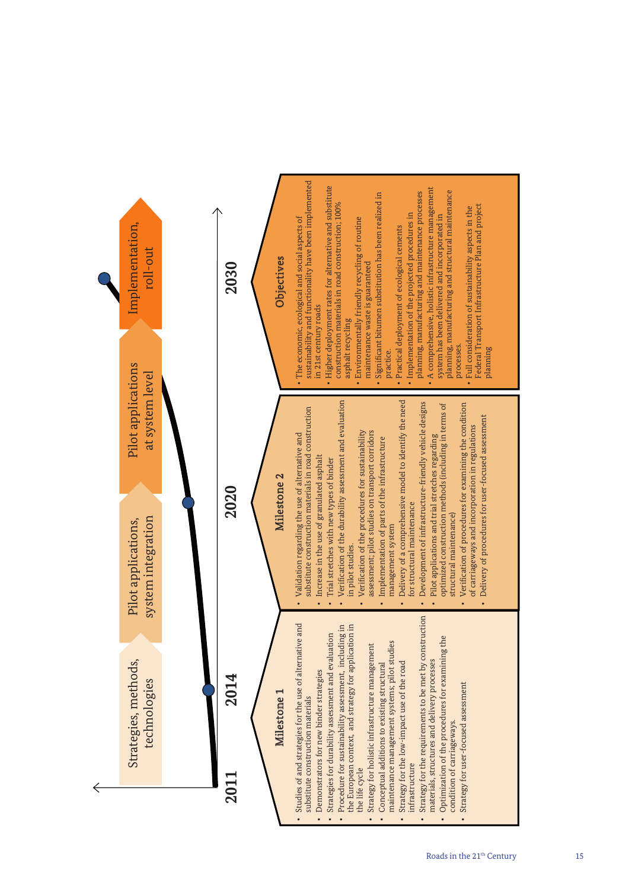## Strategies, methods, technologies → Pilot applications, system integration → Pilot applications at system level → Implementation, roll-out

2011 – 2014 – 2020 – 2030

### Milestone 1

- Studies of and strategies for the use of alternative and substitute construction materials
- Demonstrators for new binder strategies
- Strategies for durability assessment and evaluation
- Procedure for sustainability assessment, including in the European context, and strategy for application in the life cycle
- Strategy for holistic infrastructure management
- Conceptual additions to existing structural maintenance management systems; pilot studies
- Strategy for the low-impact use of the road infrastructure
- Strategy for the requirements to be met by construction materials, structures and delivery processes
- Optimization of the procedures for examining the condition of carriageways.
- Strategy for user-focused assessment

### Milestone 2

- Validation regarding the use of alternative and substitute construction materials in road construction
- Increase in the use of granulated asphalt
- Trial stretches with new types of binder
- Verification of the durability assessment and evaluation in pilot studies.
- Verification of the procedures for sustainability assessment; pilot studies on transport corridors
- Implementation of parts of the infrastructure management system
- Delivery of a comprehensive model to identify the need for structural maintenance
- Development of infrastructure-friendly vehicle designs
- Pilot applications and trial stretches regarding optimized construction methods (including in terms of structural maintenance)
- Verification of procedures for examining the condition of carriageways and incorporation in regulations
- Delivery of procedures for user-focused assessment

### Objectives

- The economic, ecological and social aspects of sustainability and functionality have been implemented in 21st century roads
- Higher deployment rates for alternative and substitute construction materials in road construction; 100% asphalt recycling
- Environmentally friendly recycling of routine maintenance waste is guaranteed
- Significant bitumen substitution has been realized in practice.
- Practical deployment of ecological cements
- Implementation of the projected procedures in planning, manufacturing and maintenance processes
- A comprehensive, holistic infrastructure management system has been delivered and incorporated in planning, manufacturing and structural maintenance processes.
- Full consideration of sustainability aspects in the Federal Transport Infrastructure Plan and project planning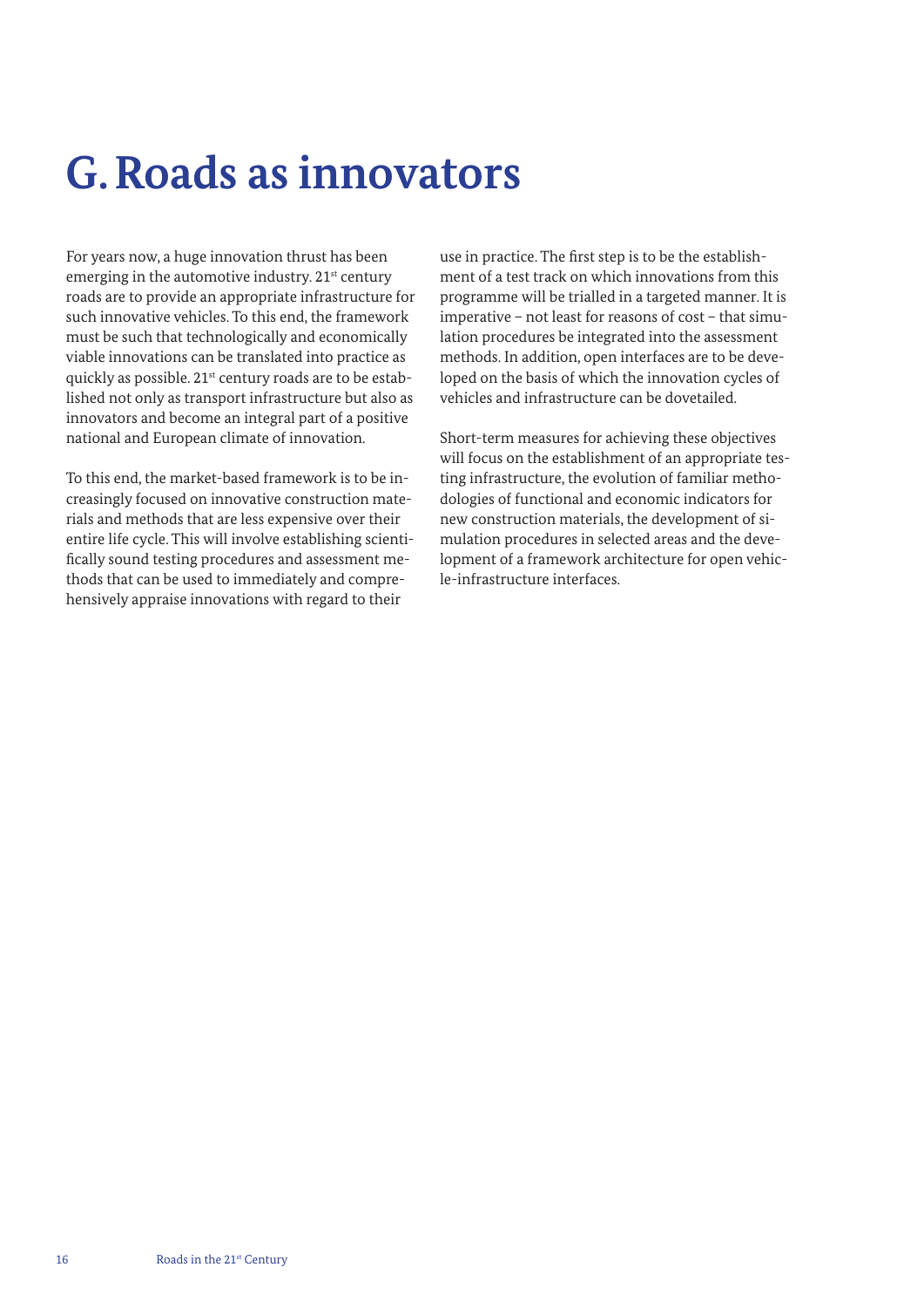# G. Roads as innovators

For years now, a huge innovation thrust has been emerging in the automotive industry. 21st century roads are to provide an appropriate infrastructure for such innovative vehicles. To this end, the framework must be such that technologically and economically viable innovations can be translated into practice as quickly as possible. 21st century roads are to be established not only as transport infrastructure but also as innovators and become an integral part of a positive national and European climate of innovation.

To this end, the market-based framework is to be increasingly focused on innovative construction materials and methods that are less expensive over their entire life cycle. This will involve establishing scientifically sound testing procedures and assessment methods that can be used to immediately and comprehensively appraise innovations with regard to their use in practice. The first step is to be the establishment of a test track on which innovations from this programme will be trialled in a targeted manner. It is imperative – not least for reasons of cost – that simulation procedures be integrated into the assessment methods. In addition, open interfaces are to be developed on the basis of which the innovation cycles of vehicles and infrastructure can be dovetailed.

Short-term measures for achieving these objectives will focus on the establishment of an appropriate testing infrastructure, the evolution of familiar methodologies of functional and economic indicators for new construction materials, the development of simulation procedures in selected areas and the development of a framework architecture for open vehicle-infrastructure interfaces.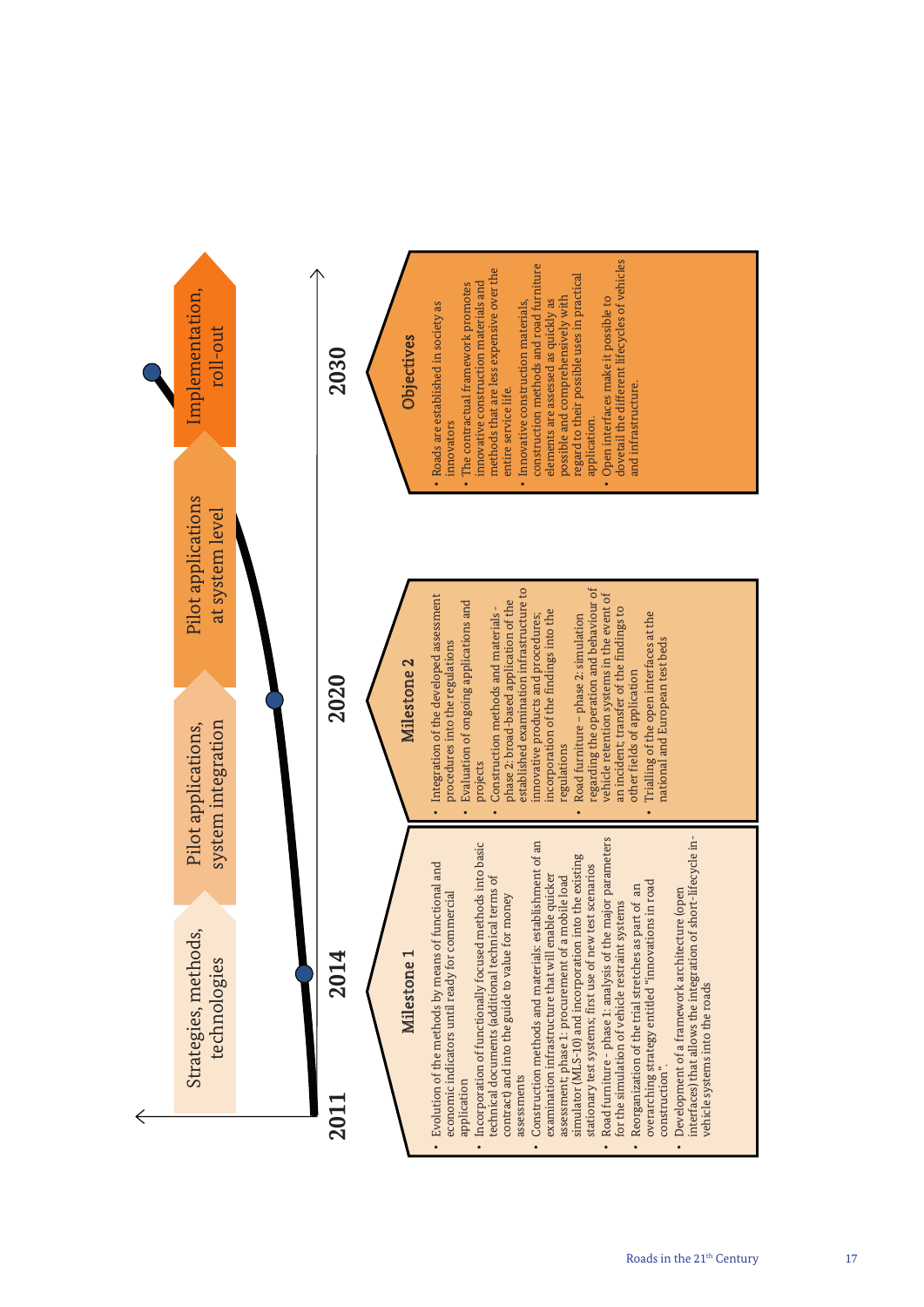Strategies, methods, technologies

Pilot applications, system integration

Pilot applications at system level

Implementation, roll-out

2011 — 2014 — 2020 — 2030

### Milestone 1

- Evolution of the methods by means of functional and economic indicators until ready for commercial application
- Incorporation of functionally focused methods into basic technical documents (additional technical terms of contract) and into the guide to value for money assessments
- Construction methods and materials: establishment of an examination infrastructure that will enable quicker assessment; phase 1: procurement of a mobile load simulator (MLS-10) and incorporation into the existing stationary test systems; first use of new test scenarios
- Road furniture – phase 1: analysis of the major parameters for the simulation of vehicle restraint systems
- Reorganization of the trial stretches as part of an overarching strategy entitled "innovations in road construction".
- Development of a framework architecture (open interfaces) that allows the integration of short-lifecycle in-vehicle systems into the roads

### Milestone 2

- Integration of the developed assessment procedures into the regulations
- Evaluation of ongoing applications and projects
- Construction methods and materials - phase 2: broad-based application of the established examination infrastructure to innovative products and procedures; incorporation of the findings into the regulations
- Road furniture – phase 2: simulation regarding the operation and behaviour of vehicle retention systems in the event of an incident; transfer of the findings to other fields of application
- Trialling of the open interfaces at the national and European test beds

### Objectives

- Roads are established in society as innovators
- The contractual framework promotes innovative construction materials and methods that are less expensive over the entire service life.
- Innovative construction materials, construction methods and road furniture elements are assessed as quickly as possible and comprehensively with regard to their possible uses in practical application.
- Open interfaces make it possible to dovetail the different lifecycles of vehicles and infrastructure.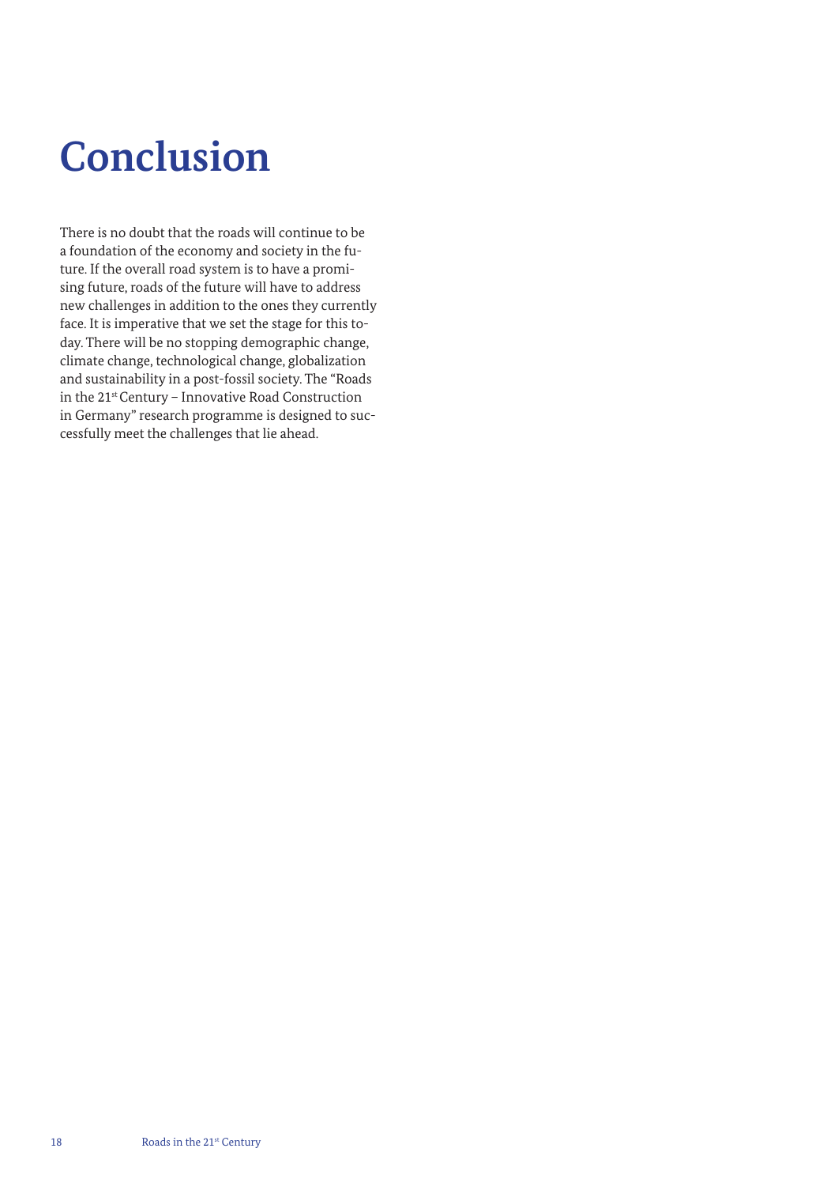# Conclusion

There is no doubt that the roads will continue to be a foundation of the economy and society in the future. If the overall road system is to have a promising future, roads of the future will have to address new challenges in addition to the ones they currently face. It is imperative that we set the stage for this today. There will be no stopping demographic change, climate change, technological change, globalization and sustainability in a post-fossil society. The "Roads in the 21st Century – Innovative Road Construction in Germany" research programme is designed to successfully meet the challenges that lie ahead.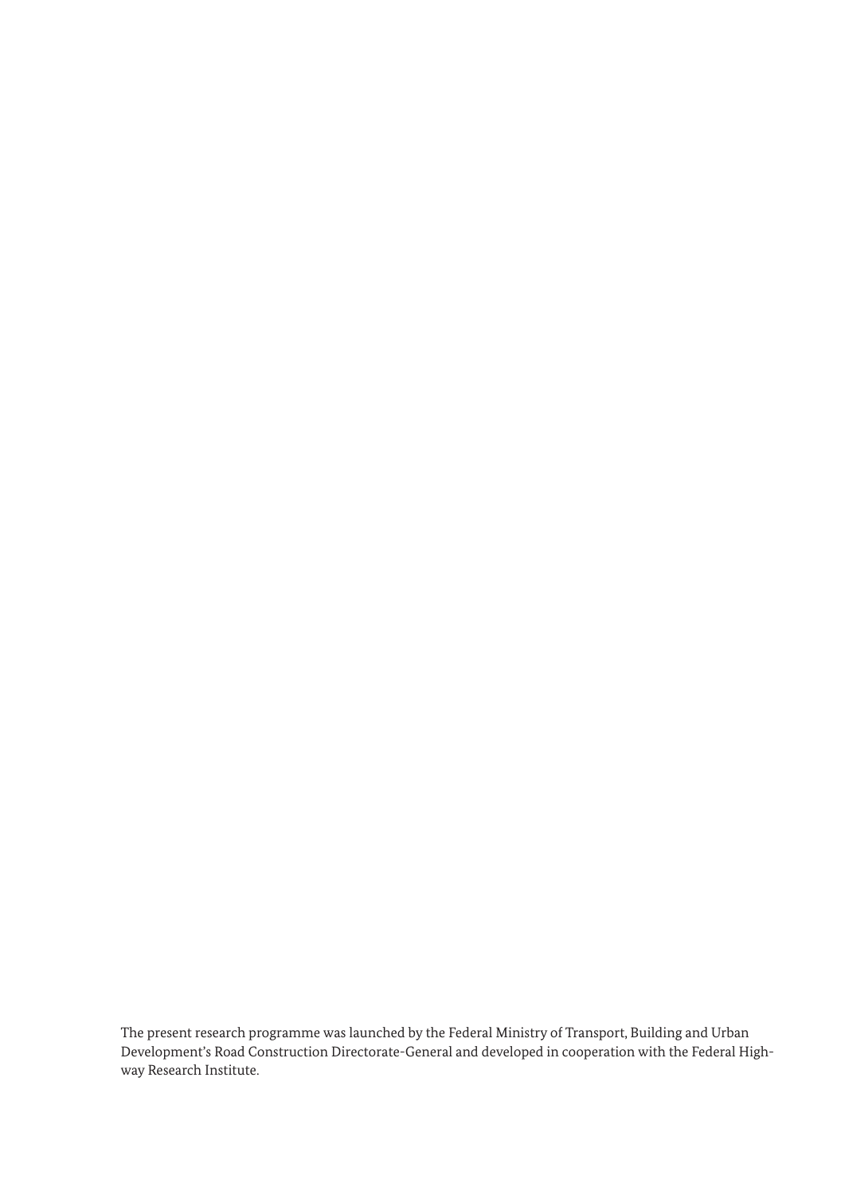The present research programme was launched by the Federal Ministry of Transport, Building and Urban Development's Road Construction Directorate-General and developed in cooperation with the Federal Highway Research Institute.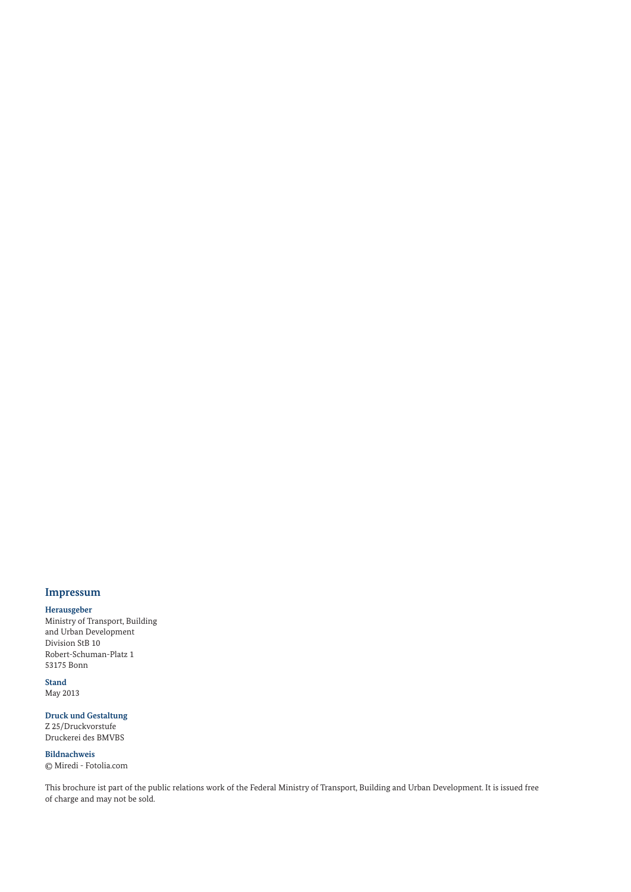## Impressum

**Herausgeber**
Ministry of Transport, Building
and Urban Development
Division StB 10
Robert-Schuman-Platz 1
53175 Bonn

**Stand**
May 2013

**Druck und Gestaltung**
Z 25/Druckvorstufe
Druckerei des BMVBS

**Bildnachweis**
© Miredi - Fotolia.com

This brochure ist part of the public relations work of the Federal Ministry of Transport, Building and Urban Development. It is issued free of charge and may not be sold.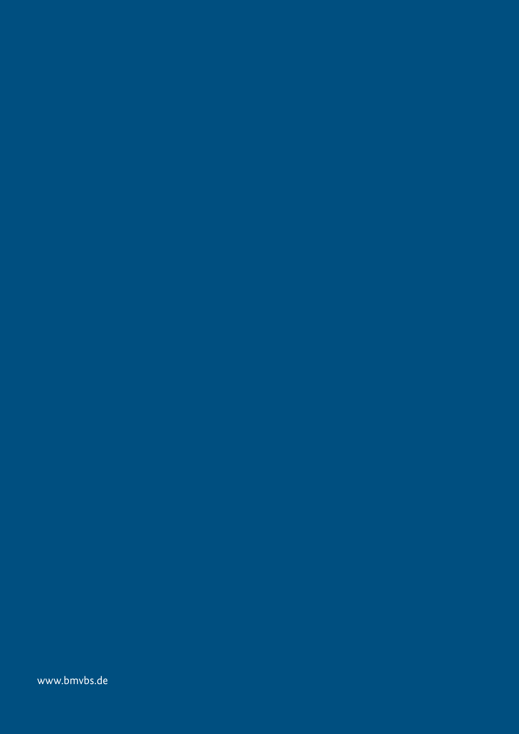www.bmvbs.de